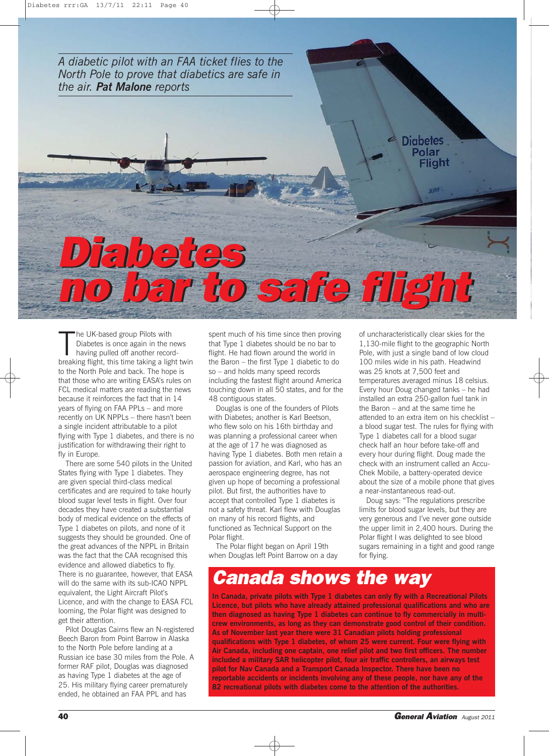*A diabetic pilot with an FAA ticket flies to the North Pole to prove that diabetics are safe in the air.* ***Pat Malone*** *reports*

# Diabetes no bar to safe flight

The UK-based group Pilots with Diabetes is once again in the news having pulled off another record-breaking flight, this time taking a light twin to the North Pole and back. The hope is that those who are writing EASA's rules on FCL medical matters are reading the news because it reinforces the fact that in 14 years of flying on FAA PPLs – and more recently on UK NPPLs – there hasn't been a single incident attributable to a pilot flying with Type 1 diabetes, and there is no justification for withdrawing their right to fly in Europe.

There are some 540 pilots in the United States flying with Type 1 diabetes. They are given special third-class medical certificates and are required to take hourly blood sugar level tests in flight. Over four decades they have created a substantial body of medical evidence on the effects of Type 1 diabetes on pilots, and none of it suggests they should be grounded. One of the great advances of the NPPL in Britain was the fact that the CAA recognised this evidence and allowed diabetics to fly. There is no guarantee, however, that EASA will do the same with its sub-ICAO NPPL equivalent, the Light Aircraft Pilot's Licence, and with the change to EASA FCL looming, the Polar flight was designed to get their attention.

Pilot Douglas Cairns flew an N-registered Beech Baron from Point Barrow in Alaska to the North Pole before landing at a Russian ice base 30 miles from the Pole. A former RAF pilot, Douglas was diagnosed as having Type 1 diabetes at the age of 25. His military flying career prematurely ended, he obtained an FAA PPL and has spent much of his time since then proving that Type 1 diabetes should be no bar to flight. He had flown around the world in the Baron – the first Type 1 diabetic to do so – and holds many speed records including the fastest flight around America touching down in all 50 states, and for the 48 contiguous states.

Douglas is one of the founders of Pilots with Diabetes; another is Karl Beetson, who flew solo on his 16th birthday and was planning a professional career when at the age of 17 he was diagnosed as having Type 1 diabetes. Both men retain a passion for aviation, and Karl, who has an aerospace engineering degree, has not given up hope of becoming a professional pilot. But first, the authorities have to accept that controlled Type 1 diabetes is not a safety threat. Karl flew with Douglas on many of his record flights, and functioned as Technical Support on the Polar flight.

The Polar flight began on April 19th when Douglas left Point Barrow on a day of uncharacteristically clear skies for the 1,130-mile flight to the geographic North Pole, with just a single band of low cloud 100 miles wide in his path. Headwind was 25 knots at 7,500 feet and temperatures averaged minus 18 celsius. Every hour Doug changed tanks – he had installed an extra 250-gallon fuel tank in the Baron – and at the same time he attended to an extra item on his checklist – a blood sugar test. The rules for flying with Type 1 diabetes call for a blood sugar check half an hour before take-off and every hour during flight. Doug made the check with an instrument called an Accu-Chek Mobile, a battery-operated device about the size of a mobile phone that gives a near-instantaneous read-out.

Doug says: "The regulations prescribe limits for blood sugar levels, but they are very generous and I've never gone outside the upper limit in 2,400 hours. During the Polar flight I was delighted to see blood sugars remaining in a tight and good range for flying.

## Canada shows the way

**In Canada, private pilots with Type 1 diabetes can only fly with a Recreational Pilots Licence, but pilots who have already attained professional qualifications and who are then diagnosed as having Type 1 diabetes can continue to fly commercially in multi-crew environments, as long as they can demonstrate good control of their condition. As of November last year there were 31 Canadian pilots holding professional qualifications with Type 1 diabetes, of whom 25 were current. Four were flying with Air Canada, including one captain, one relief pilot and two first officers. The number included a military SAR helicopter pilot, four air traffic controllers, an airways test pilot for Nav Canada and a Transport Canada Inspector. There have been no reportable accidents or incidents involving any of these people, nor have any of the 82 recreational pilots with diabetes come to the attention of the authorities.**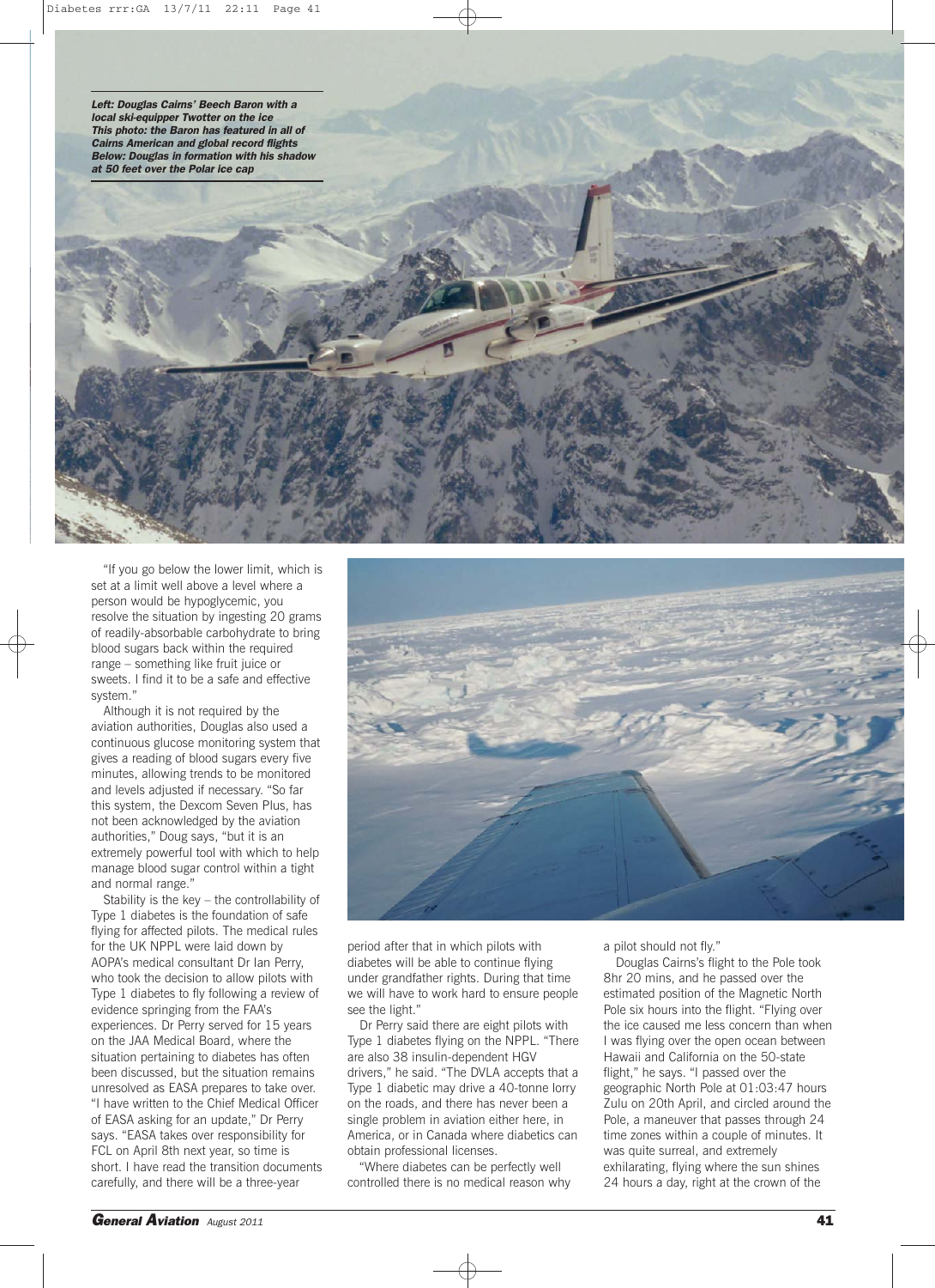***Left:** Douglas Cairns' Beech Baron with a local ski-equipper Twotter on the ice*
***This photo:** the Baron has featured in all of Cairns American and global record flights*
***Below:** Douglas in formation with his shadow at 50 feet over the Polar ice cap*

"If you go below the lower limit, which is set at a limit well above a level where a person would be hypoglycemic, you resolve the situation by ingesting 20 grams of readily-absorbable carbohydrate to bring blood sugars back within the required range – something like fruit juice or sweets. I find it to be a safe and effective system."

Although it is not required by the aviation authorities, Douglas also used a continuous glucose monitoring system that gives a reading of blood sugars every five minutes, allowing trends to be monitored and levels adjusted if necessary. "So far this system, the Dexcom Seven Plus, has not been acknowledged by the aviation authorities," Doug says, "but it is an extremely powerful tool with which to help manage blood sugar control within a tight and normal range."

Stability is the key – the controllability of Type 1 diabetes is the foundation of safe flying for affected pilots. The medical rules for the UK NPPL were laid down by AOPA's medical consultant Dr Ian Perry, who took the decision to allow pilots with Type 1 diabetes to fly following a review of evidence springing from the FAA's experiences. Dr Perry served for 15 years on the JAA Medical Board, where the situation pertaining to diabetes has often been discussed, but the situation remains unresolved as EASA prepares to take over. "I have written to the Chief Medical Officer of EASA asking for an update," Dr Perry says. "EASA takes over responsibility for FCL on April 8th next year, so time is short. I have read the transition documents carefully, and there will be a three-year period after that in which pilots with diabetes will be able to continue flying under grandfather rights. During that time we will have to work hard to ensure people see the light."

Dr Perry said there are eight pilots with Type 1 diabetes flying on the NPPL. "There are also 38 insulin-dependent HGV drivers," he said. "The DVLA accepts that a Type 1 diabetic may drive a 40-tonne lorry on the roads, and there has never been a single problem in aviation either here, in America, or in Canada where diabetics can obtain professional licenses.

"Where diabetes can be perfectly well controlled there is no medical reason why a pilot should not fly."

Douglas Cairns's flight to the Pole took 8hr 20 mins, and he passed over the estimated position of the Magnetic North Pole six hours into the flight. "Flying over the ice caused me less concern than when I was flying over the open ocean between Hawaii and California on the 50-state flight," he says. "I passed over the geographic North Pole at 01:03:47 hours Zulu on 20th April, and circled around the Pole, a maneuver that passes through 24 time zones within a couple of minutes. It was quite surreal, and extremely exhilarating, flying where the sun shines 24 hours a day, right at the crown of the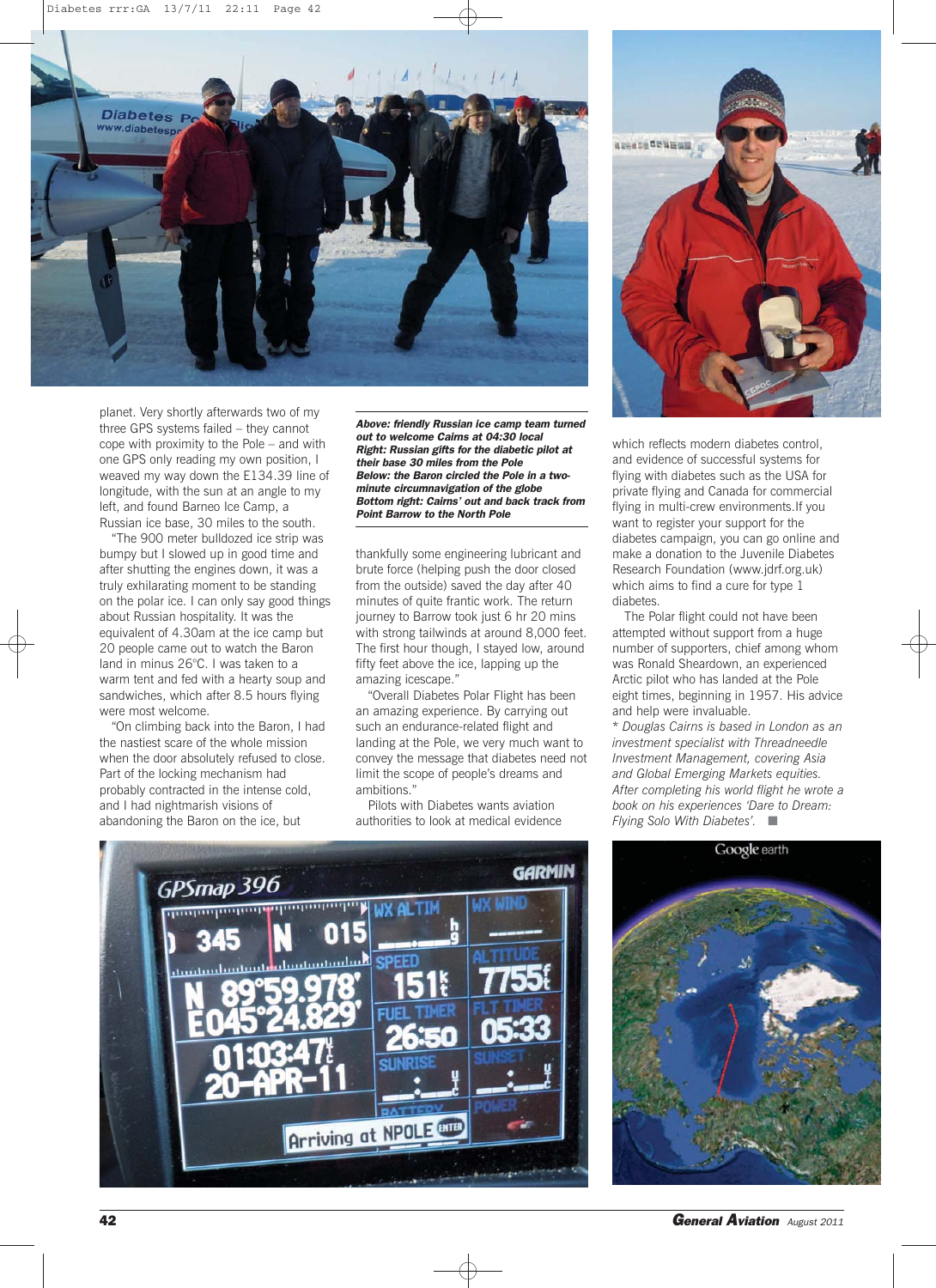planet. Very shortly afterwards two of my three GPS systems failed – they cannot cope with proximity to the Pole – and with one GPS only reading my own position, I weaved my way down the E134.39 line of longitude, with the sun at an angle to my left, and found Barneo Ice Camp, a Russian ice base, 30 miles to the south.

"The 900 meter bulldozed ice strip was bumpy but I slowed up in good time and after shutting the engines down, it was a truly exhilarating moment to be standing on the polar ice. I can only say good things about Russian hospitality. It was the equivalent of 4.30am at the ice camp but 20 people came out to watch the Baron land in minus 26°C. I was taken to a warm tent and fed with a hearty soup and sandwiches, which after 8.5 hours flying were most welcome.

"On climbing back into the Baron, I had the nastiest scare of the whole mission when the door absolutely refused to close. Part of the locking mechanism had probably contracted in the intense cold, and I had nightmarish visions of abandoning the Baron on the ice, but thankfully some engineering lubricant and brute force (helping push the door closed from the outside) saved the day after 40 minutes of quite frantic work. The return journey to Barrow took just 6 hr 20 mins with strong tailwinds at around 8,000 feet. The first hour though, I stayed low, around fifty feet above the ice, lapping up the amazing icescape."

**_Above: friendly Russian ice camp team turned out to welcome Cairns at 04:30 local_**
**_Right: Russian gifts for the diabetic pilot at their base 30 miles from the Pole_**
**_Below: the Baron circled the Pole in a two-minute circumnavigation of the globe_**
**_Bottom right: Cairns' out and back track from Point Barrow to the North Pole_**

"Overall Diabetes Polar Flight has been an amazing experience. By carrying out such an endurance-related flight and landing at the Pole, we very much want to convey the message that diabetes need not limit the scope of people's dreams and ambitions."

Pilots with Diabetes wants aviation authorities to look at medical evidence which reflects modern diabetes control, and evidence of successful systems for flying with diabetes such as the USA for private flying and Canada for commercial flying in multi-crew environments.If you want to register your support for the diabetes campaign, you can go online and make a donation to the Juvenile Diabetes Research Foundation (www.jdrf.org.uk) which aims to find a cure for type 1 diabetes.

The Polar flight could not have been attempted without support from a huge number of supporters, chief among whom was Ronald Sheardown, an experienced Arctic pilot who has landed at the Pole eight times, beginning in 1957. His advice and help were invaluable.

*\* Douglas Cairns is based in London as an investment specialist with Threadneedle Investment Management, covering Asia and Global Emerging Markets equities. After completing his world flight he wrote a book on his experiences 'Dare to Dream: Flying Solo With Diabetes'.* ■